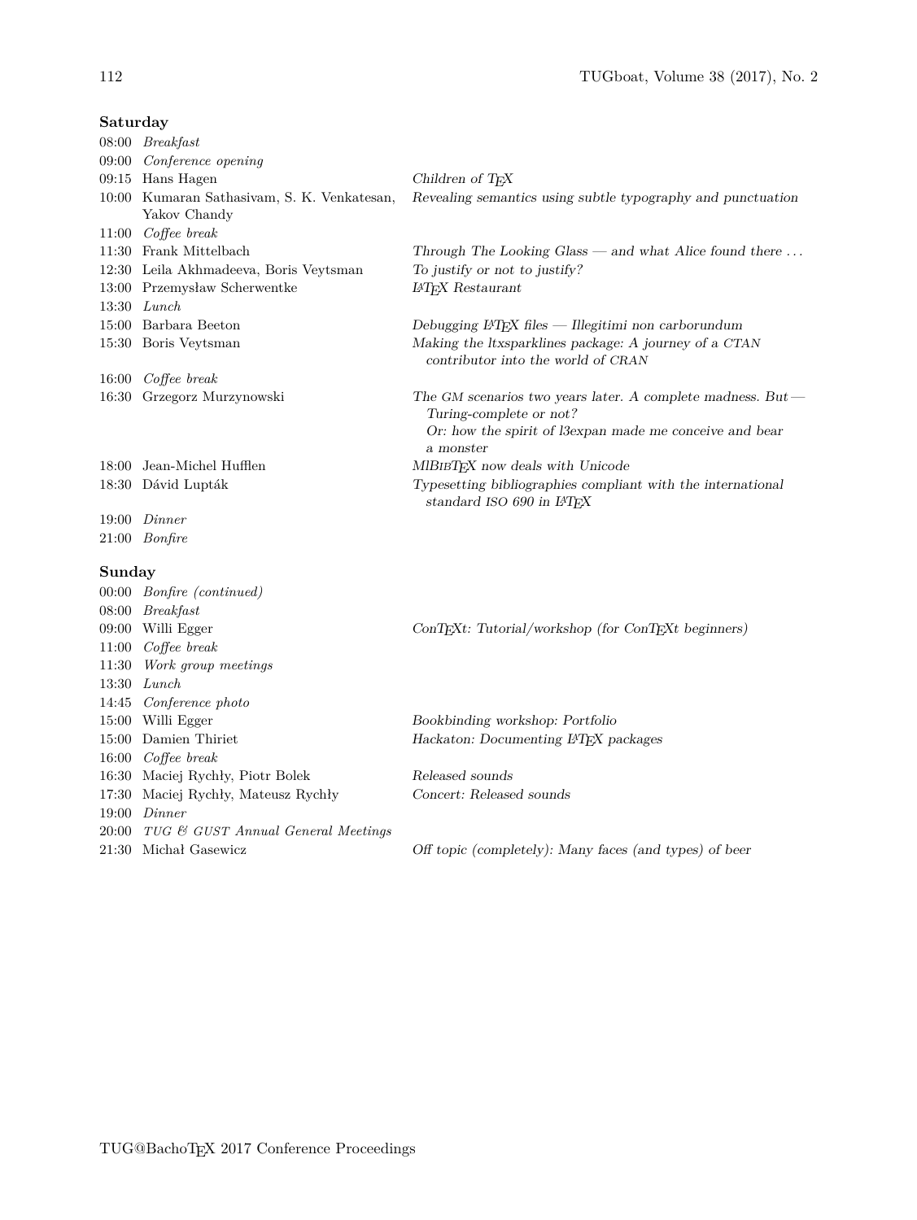**Saturday**

| | | |
|---|---|---|
| 08:00 | *Breakfast* | |
| 09:00 | *Conference opening* | |
| 09:15 | Hans Hagen | *Children of TEX* |
| 10:00 | Kumaran Sathasivam, S. K. Venkatesan, Yakov Chandy | *Revealing semantics using subtle typography and punctuation* |
| 11:00 | *Coffee break* | |
| 11:30 | Frank Mittelbach | *Through The Looking Glass — and what Alice found there ...* |
| 12:30 | Leila Akhmadeeva, Boris Veytsman | *To justify or not to justify?* |
| 13:00 | Przemysław Scherwentke | *LATEX Restaurant* |
| 13:30 | *Lunch* | |
| 15:00 | Barbara Beeton | *Debugging LATEX files — Illegitimi non carborundum* |
| 15:30 | Boris Veytsman | *Making the ltxsparklines package: A journey of a CTAN contributor into the world of CRAN* |
| 16:00 | *Coffee break* | |
| 16:30 | Grzegorz Murzynowski | *The GM scenarios two years later. A complete madness. But — Turing-complete or not? Or: how the spirit of l3expan made me conceive and bear a monster* |
| 18:00 | Jean-Michel Hufflen | *MlBIBTEX now deals with Unicode* |
| 18:30 | Dávid Lupták | *Typesetting bibliographies compliant with the international standard ISO 690 in LATEX* |
| 19:00 | *Dinner* | |
| 21:00 | *Bonfire* | |

**Sunday**

| | | |
|---|---|---|
| 00:00 | *Bonfire (continued)* | |
| 08:00 | *Breakfast* | |
| 09:00 | Willi Egger | *ConTEXt: Tutorial/workshop (for ConTEXt beginners)* |
| 11:00 | *Coffee break* | |
| 11:30 | *Work group meetings* | |
| 13:30 | *Lunch* | |
| 14:45 | *Conference photo* | |
| 15:00 | Willi Egger | *Bookbinding workshop: Portfolio* |
| 15:00 | Damien Thiriet | *Hackaton: Documenting LATEX packages* |
| 16:00 | *Coffee break* | |
| 16:30 | Maciej Rychły, Piotr Bolek | *Released sounds* |
| 17:30 | Maciej Rychły, Mateusz Rychły | *Concert: Released sounds* |
| 19:00 | *Dinner* | |
| 20:00 | *TUG & GUST Annual General Meetings* | |
| 21:30 | Michał Gasewicz | *Off topic (completely): Many faces (and types) of beer* |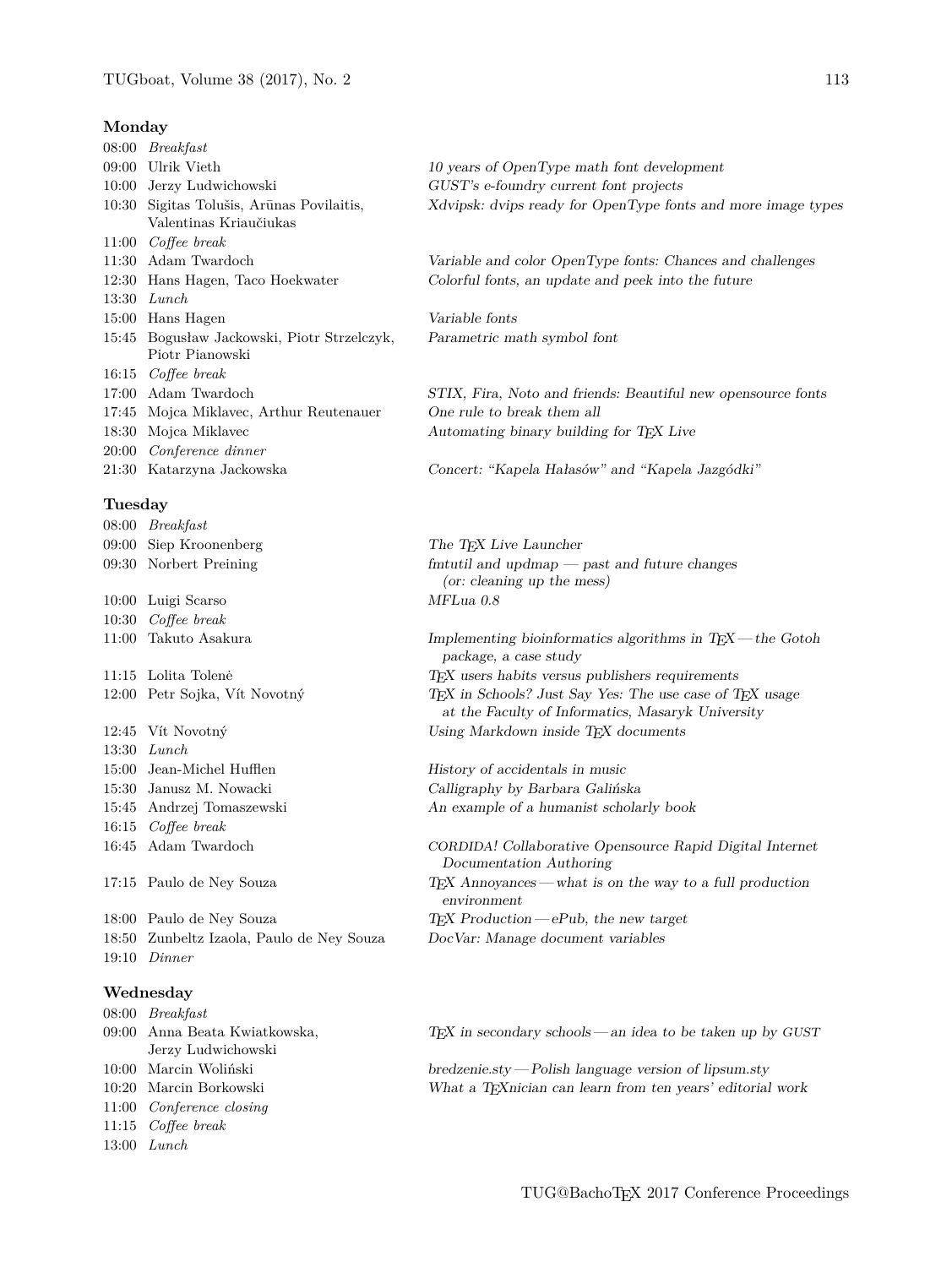## Monday

| | | |
|---|---|---|
| 08:00 | *Breakfast* | |
| 09:00 | Ulrik Vieth | *10 years of OpenType math font development* |
| 10:00 | Jerzy Ludwichowski | *GUST's e-foundry current font projects* |
| 10:30 | Sigitas Tolušis, Arūnas Povilaitis, Valentinas Kriaučiukas | *Xdvipsk: dvips ready for OpenType fonts and more image types* |
| 11:00 | *Coffee break* | |
| 11:30 | Adam Twardoch | *Variable and color OpenType fonts: Chances and challenges* |
| 12:30 | Hans Hagen, Taco Hoekwater | *Colorful fonts, an update and peek into the future* |
| 13:30 | *Lunch* | |
| 15:00 | Hans Hagen | *Variable fonts* |
| 15:45 | Bogusław Jackowski, Piotr Strzelczyk, Piotr Pianowski | *Parametric math symbol font* |
| 16:15 | *Coffee break* | |
| 17:00 | Adam Twardoch | *STIX, Fira, Noto and friends: Beautiful new opensource fonts* |
| 17:45 | Mojca Miklavec, Arthur Reutenauer | *One rule to break them all* |
| 18:30 | Mojca Miklavec | *Automating binary building for TEX Live* |
| 20:00 | *Conference dinner* | |
| 21:30 | Katarzyna Jackowska | *Concert: "Kapela Hałasów" and "Kapela Jazgódki"* |

## Tuesday

| | | |
|---|---|---|
| 08:00 | *Breakfast* | |
| 09:00 | Siep Kroonenberg | *The TEX Live Launcher* |
| 09:30 | Norbert Preining | *fmtutil and updmap — past and future changes (or: cleaning up the mess)* |
| 10:00 | Luigi Scarso | *MFLua 0.8* |
| 10:30 | *Coffee break* | |
| 11:00 | Takuto Asakura | *Implementing bioinformatics algorithms in TEX — the Gotoh package, a case study* |
| 11:15 | Lolita Tolenė | *TEX users habits versus publishers requirements* |
| 12:00 | Petr Sojka, Vít Novotný | *TEX in Schools? Just Say Yes: The use case of TEX usage at the Faculty of Informatics, Masaryk University* |
| 12:45 | Vít Novotný | *Using Markdown inside TEX documents* |
| 13:30 | *Lunch* | |
| 15:00 | Jean-Michel Hufflen | *History of accidentals in music* |
| 15:30 | Janusz M. Nowacki | *Calligraphy by Barbara Galińska* |
| 15:45 | Andrzej Tomaszewski | *An example of a humanist scholarly book* |
| 16:15 | *Coffee break* | |
| 16:45 | Adam Twardoch | *CORDIDA! Collaborative Opensource Rapid Digital Internet Documentation Authoring* |
| 17:15 | Paulo de Ney Souza | *TEX Annoyances — what is on the way to a full production environment* |
| 18:00 | Paulo de Ney Souza | *TEX Production — ePub, the new target* |
| 18:50 | Zunbeltz Izaola, Paulo de Ney Souza | *DocVar: Manage document variables* |
| 19:10 | *Dinner* | |

## Wednesday

| | | |
|---|---|---|
| 08:00 | *Breakfast* | |
| 09:00 | Anna Beata Kwiatkowska, Jerzy Ludwichowski | *TEX in secondary schools — an idea to be taken up by GUST* |
| 10:00 | Marcin Woliński | *bredzenie.sty — Polish language version of lipsum.sty* |
| 10:20 | Marcin Borkowski | *What a TEXnician can learn from ten years' editorial work* |
| 11:00 | *Conference closing* | |
| 11:15 | *Coffee break* | |
| 13:00 | *Lunch* | |